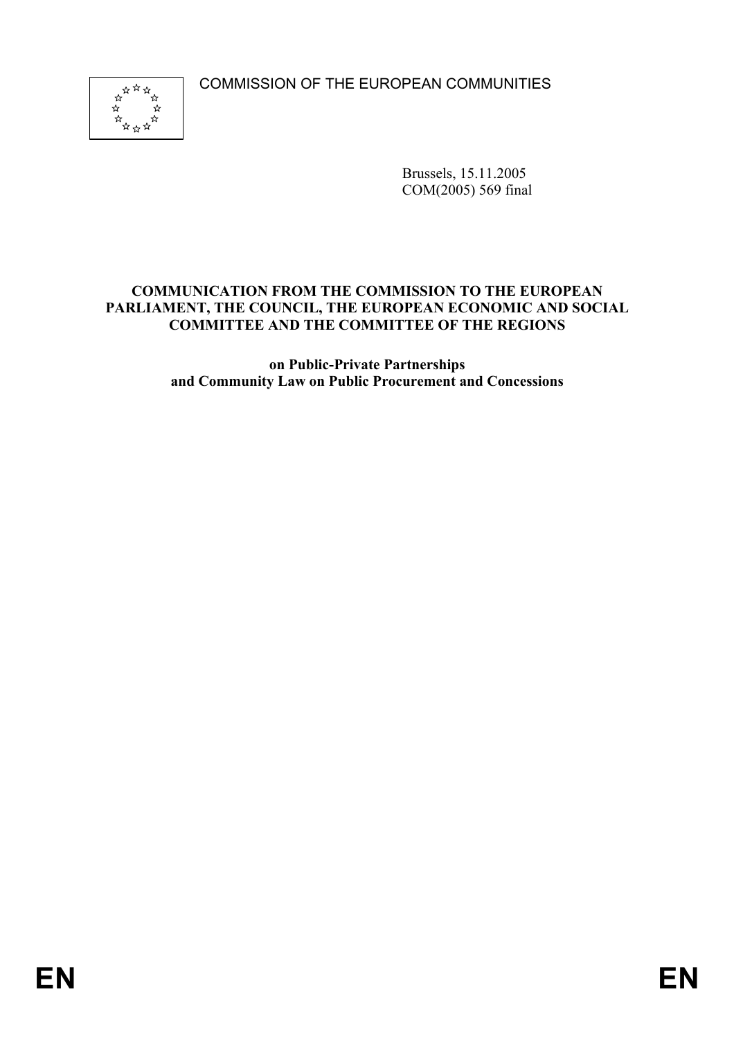COMMISSION OF THE EUROPEAN COMMUNITIES

Brussels, 15.11.2005
COM(2005) 569 final

**COMMUNICATION FROM THE COMMISSION TO THE EUROPEAN PARLIAMENT, THE COUNCIL, THE EUROPEAN ECONOMIC AND SOCIAL COMMITTEE AND THE COMMITTEE OF THE REGIONS**

**on Public-Private Partnerships and Community Law on Public Procurement and Concessions**

EN EN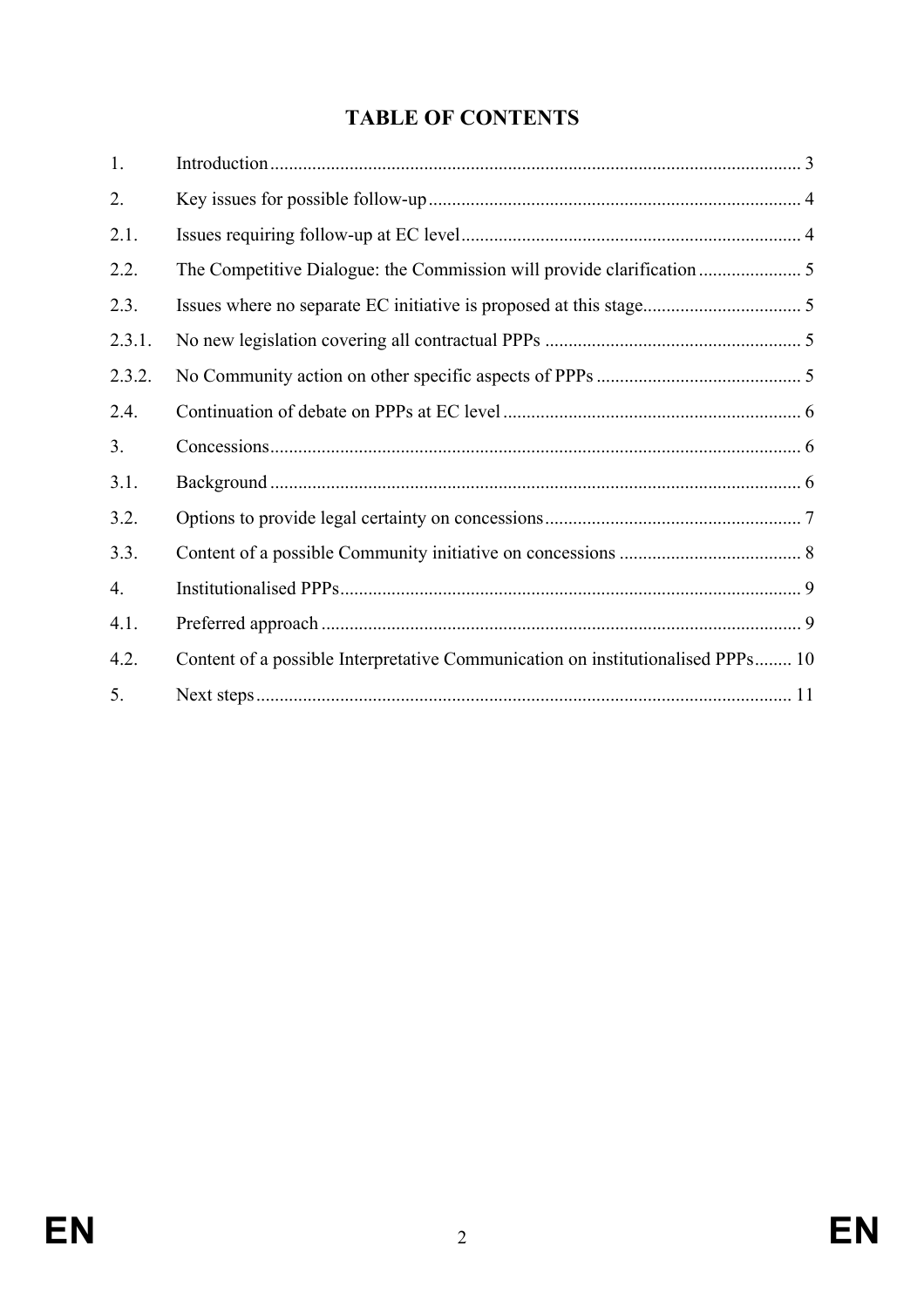# TABLE OF CONTENTS

| | | |
|---|---|---|
| 1. | Introduction | 3 |
| 2. | Key issues for possible follow-up | 4 |
| 2.1. | Issues requiring follow-up at EC level | 4 |
| 2.2. | The Competitive Dialogue: the Commission will provide clarification | 5 |
| 2.3. | Issues where no separate EC initiative is proposed at this stage | 5 |
| 2.3.1. | No new legislation covering all contractual PPPs | 5 |
| 2.3.2. | No Community action on other specific aspects of PPPs | 5 |
| 2.4. | Continuation of debate on PPPs at EC level | 6 |
| 3. | Concessions | 6 |
| 3.1. | Background | 6 |
| 3.2. | Options to provide legal certainty on concessions | 7 |
| 3.3. | Content of a possible Community initiative on concessions | 8 |
| 4. | Institutionalised PPPs | 9 |
| 4.1. | Preferred approach | 9 |
| 4.2. | Content of a possible Interpretative Communication on institutionalised PPPs | 10 |
| 5. | Next steps | 11 |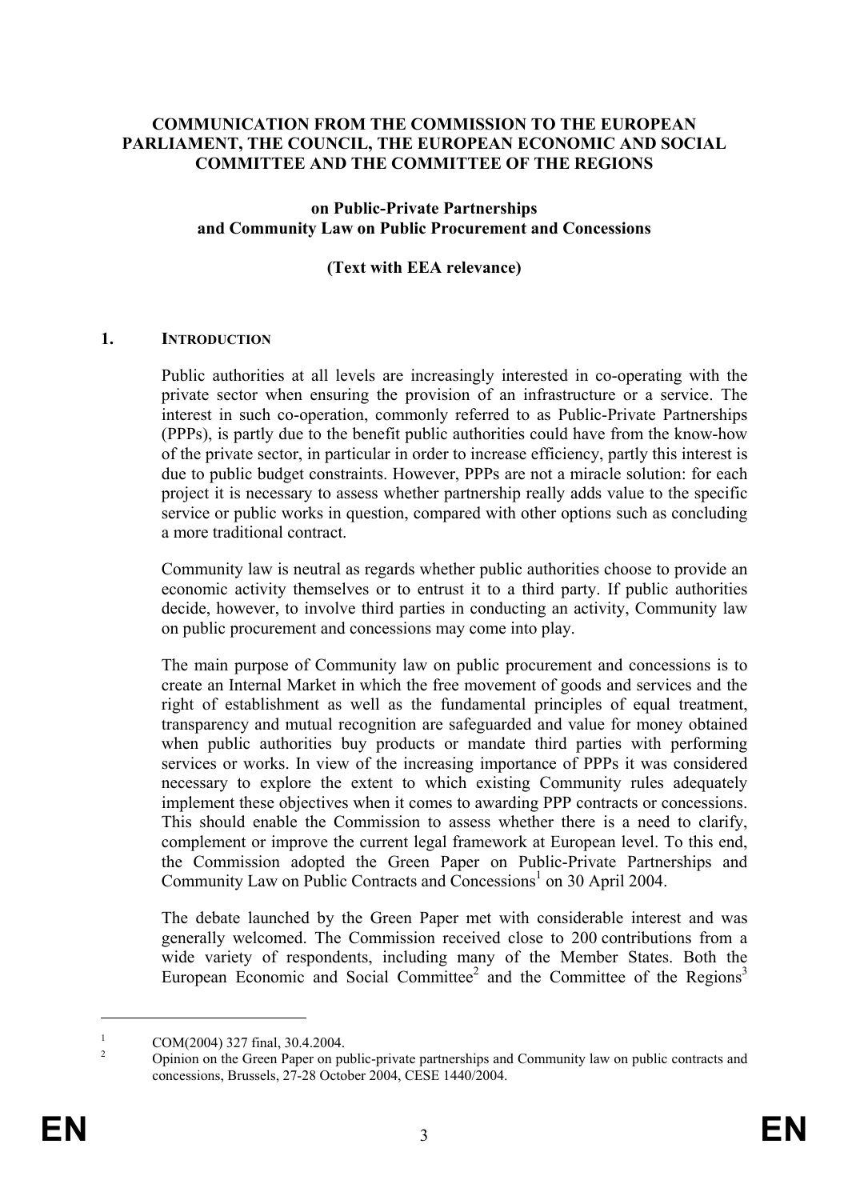**COMMUNICATION FROM THE COMMISSION TO THE EUROPEAN PARLIAMENT, THE COUNCIL, THE EUROPEAN ECONOMIC AND SOCIAL COMMITTEE AND THE COMMITTEE OF THE REGIONS**

**on Public-Private Partnerships and Community Law on Public Procurement and Concessions**

**(Text with EEA relevance)**

## 1. INTRODUCTION

Public authorities at all levels are increasingly interested in co-operating with the private sector when ensuring the provision of an infrastructure or a service. The interest in such co-operation, commonly referred to as Public-Private Partnerships (PPPs), is partly due to the benefit public authorities could have from the know-how of the private sector, in particular in order to increase efficiency, partly this interest is due to public budget constraints. However, PPPs are not a miracle solution: for each project it is necessary to assess whether partnership really adds value to the specific service or public works in question, compared with other options such as concluding a more traditional contract.

Community law is neutral as regards whether public authorities choose to provide an economic activity themselves or to entrust it to a third party. If public authorities decide, however, to involve third parties in conducting an activity, Community law on public procurement and concessions may come into play.

The main purpose of Community law on public procurement and concessions is to create an Internal Market in which the free movement of goods and services and the right of establishment as well as the fundamental principles of equal treatment, transparency and mutual recognition are safeguarded and value for money obtained when public authorities buy products or mandate third parties with performing services or works. In view of the increasing importance of PPPs it was considered necessary to explore the extent to which existing Community rules adequately implement these objectives when it comes to awarding PPP contracts or concessions. This should enable the Commission to assess whether there is a need to clarify, complement or improve the current legal framework at European level. To this end, the Commission adopted the Green Paper on Public-Private Partnerships and Community Law on Public Contracts and Concessions[1] on 30 April 2004.

The debate launched by the Green Paper met with considerable interest and was generally welcomed. The Commission received close to 200 contributions from a wide variety of respondents, including many of the Member States. Both the European Economic and Social Committee[2] and the Committee of the Regions[3]

---

[1] COM(2004) 327 final, 30.4.2004.

[2] Opinion on the Green Paper on public-private partnerships and Community law on public contracts and concessions, Brussels, 27-28 October 2004, CESE 1440/2004.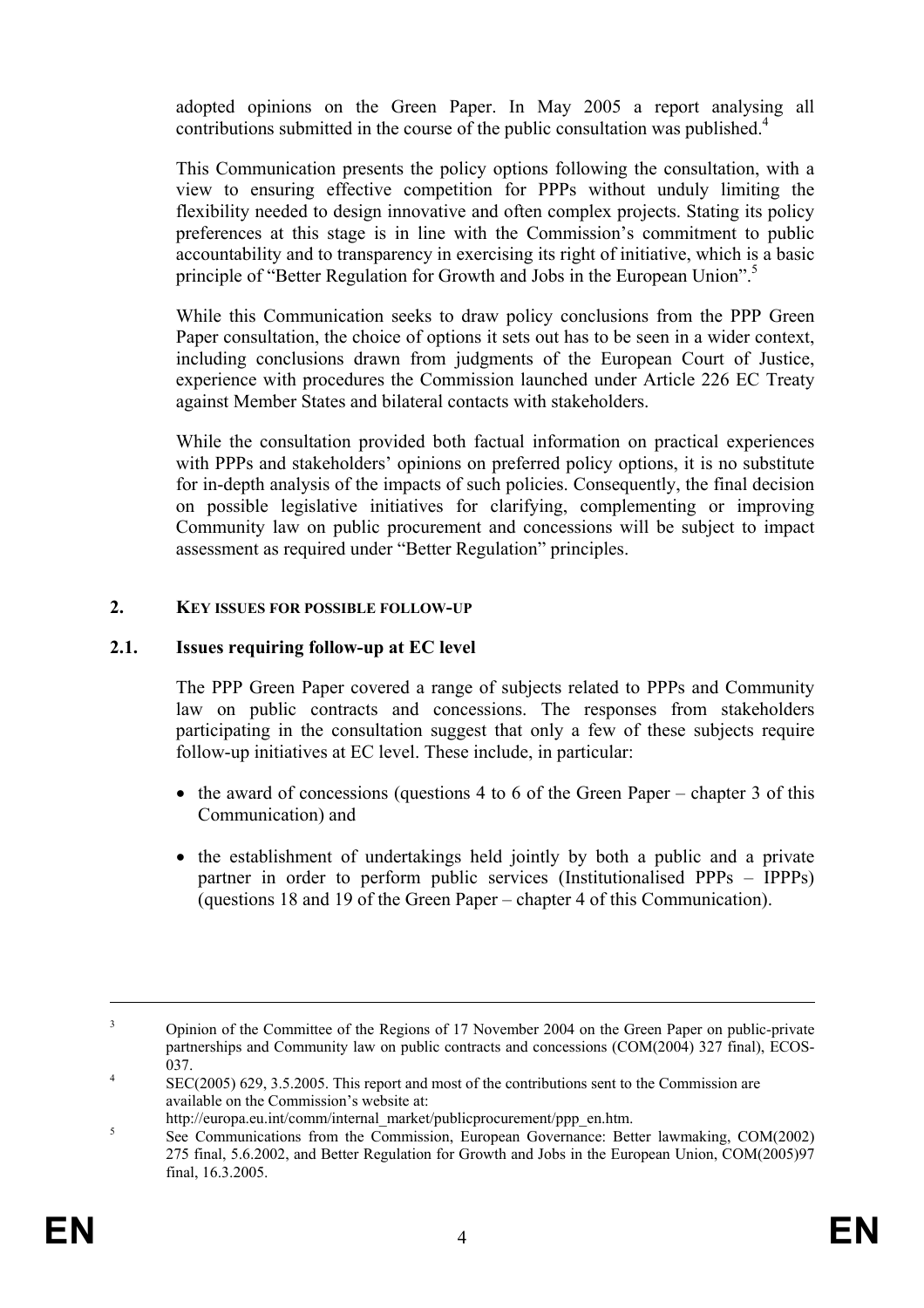adopted opinions on the Green Paper. In May 2005 a report analysing all contributions submitted in the course of the public consultation was published.[4]

This Communication presents the policy options following the consultation, with a view to ensuring effective competition for PPPs without unduly limiting the flexibility needed to design innovative and often complex projects. Stating its policy preferences at this stage is in line with the Commission's commitment to public accountability and to transparency in exercising its right of initiative, which is a basic principle of "Better Regulation for Growth and Jobs in the European Union".[5]

While this Communication seeks to draw policy conclusions from the PPP Green Paper consultation, the choice of options it sets out has to be seen in a wider context, including conclusions drawn from judgments of the European Court of Justice, experience with procedures the Commission launched under Article 226 EC Treaty against Member States and bilateral contacts with stakeholders.

While the consultation provided both factual information on practical experiences with PPPs and stakeholders' opinions on preferred policy options, it is no substitute for in-depth analysis of the impacts of such policies. Consequently, the final decision on possible legislative initiatives for clarifying, complementing or improving Community law on public procurement and concessions will be subject to impact assessment as required under "Better Regulation" principles.

## 2. KEY ISSUES FOR POSSIBLE FOLLOW-UP

### 2.1. Issues requiring follow-up at EC level

The PPP Green Paper covered a range of subjects related to PPPs and Community law on public contracts and concessions. The responses from stakeholders participating in the consultation suggest that only a few of these subjects require follow-up initiatives at EC level. These include, in particular:

- the award of concessions (questions 4 to 6 of the Green Paper – chapter 3 of this Communication) and
- the establishment of undertakings held jointly by both a public and a private partner in order to perform public services (Institutionalised PPPs – IPPPs) (questions 18 and 19 of the Green Paper – chapter 4 of this Communication).

---

[3] Opinion of the Committee of the Regions of 17 November 2004 on the Green Paper on public-private partnerships and Community law on public contracts and concessions (COM(2004) 327 final), ECOS-037.

[4] SEC(2005) 629, 3.5.2005. This report and most of the contributions sent to the Commission are available on the Commission's website at: http://europa.eu.int/comm/internal_market/publicprocurement/ppp_en.htm.

[5] See Communications from the Commission, European Governance: Better lawmaking, COM(2002) 275 final, 5.6.2002, and Better Regulation for Growth and Jobs in the European Union, COM(2005)97 final, 16.3.2005.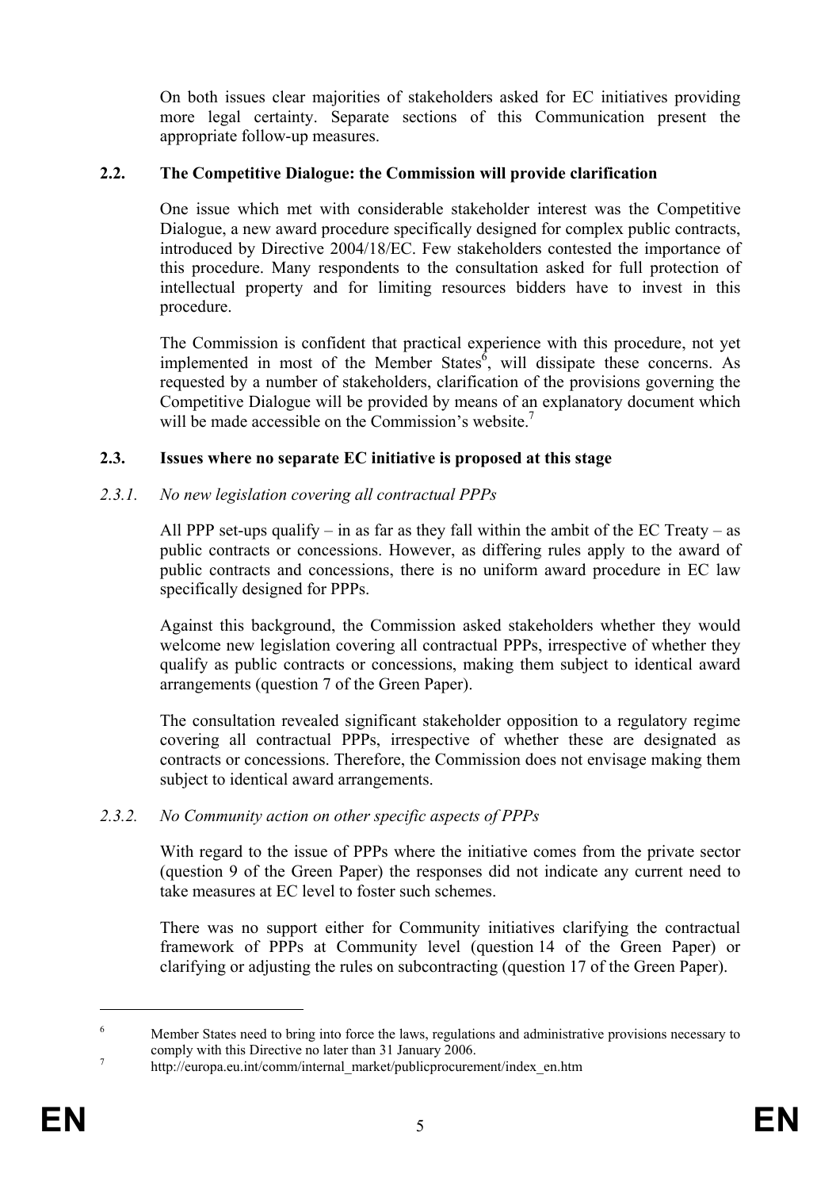On both issues clear majorities of stakeholders asked for EC initiatives providing more legal certainty. Separate sections of this Communication present the appropriate follow-up measures.

### 2.2. The Competitive Dialogue: the Commission will provide clarification

One issue which met with considerable stakeholder interest was the Competitive Dialogue, a new award procedure specifically designed for complex public contracts, introduced by Directive 2004/18/EC. Few stakeholders contested the importance of this procedure. Many respondents to the consultation asked for full protection of intellectual property and for limiting resources bidders have to invest in this procedure.

The Commission is confident that practical experience with this procedure, not yet implemented in most of the Member States[6], will dissipate these concerns. As requested by a number of stakeholders, clarification of the provisions governing the Competitive Dialogue will be provided by means of an explanatory document which will be made accessible on the Commission's website.[7]

### 2.3. Issues where no separate EC initiative is proposed at this stage

#### *2.3.1. No new legislation covering all contractual PPPs*

All PPP set-ups qualify – in as far as they fall within the ambit of the EC Treaty – as public contracts or concessions. However, as differing rules apply to the award of public contracts and concessions, there is no uniform award procedure in EC law specifically designed for PPPs.

Against this background, the Commission asked stakeholders whether they would welcome new legislation covering all contractual PPPs, irrespective of whether they qualify as public contracts or concessions, making them subject to identical award arrangements (question 7 of the Green Paper).

The consultation revealed significant stakeholder opposition to a regulatory regime covering all contractual PPPs, irrespective of whether these are designated as contracts or concessions. Therefore, the Commission does not envisage making them subject to identical award arrangements.

#### *2.3.2. No Community action on other specific aspects of PPPs*

With regard to the issue of PPPs where the initiative comes from the private sector (question 9 of the Green Paper) the responses did not indicate any current need to take measures at EC level to foster such schemes.

There was no support either for Community initiatives clarifying the contractual framework of PPPs at Community level (question 14 of the Green Paper) or clarifying or adjusting the rules on subcontracting (question 17 of the Green Paper).

---

[6] Member States need to bring into force the laws, regulations and administrative provisions necessary to comply with this Directive no later than 31 January 2006.

[7] http://europa.eu.int/comm/internal_market/publicprocurement/index_en.htm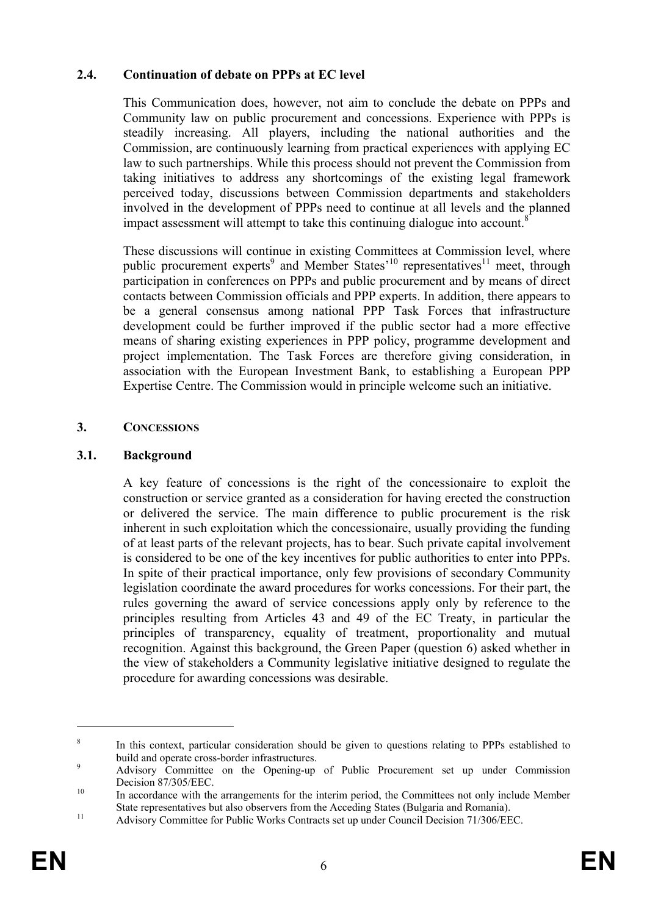### 2.4. Continuation of debate on PPPs at EC level

This Communication does, however, not aim to conclude the debate on PPPs and Community law on public procurement and concessions. Experience with PPPs is steadily increasing. All players, including the national authorities and the Commission, are continuously learning from practical experiences with applying EC law to such partnerships. While this process should not prevent the Commission from taking initiatives to address any shortcomings of the existing legal framework perceived today, discussions between Commission departments and stakeholders involved in the development of PPPs need to continue at all levels and the planned impact assessment will attempt to take this continuing dialogue into account.[8]

These discussions will continue in existing Committees at Commission level, where public procurement experts[9] and Member States'[10] representatives[11] meet, through participation in conferences on PPPs and public procurement and by means of direct contacts between Commission officials and PPP experts. In addition, there appears to be a general consensus among national PPP Task Forces that infrastructure development could be further improved if the public sector had a more effective means of sharing existing experiences in PPP policy, programme development and project implementation. The Task Forces are therefore giving consideration, in association with the European Investment Bank, to establishing a European PPP Expertise Centre. The Commission would in principle welcome such an initiative.

## 3. CONCESSIONS

### 3.1. Background

A key feature of concessions is the right of the concessionaire to exploit the construction or service granted as a consideration for having erected the construction or delivered the service. The main difference to public procurement is the risk inherent in such exploitation which the concessionaire, usually providing the funding of at least parts of the relevant projects, has to bear. Such private capital involvement is considered to be one of the key incentives for public authorities to enter into PPPs. In spite of their practical importance, only few provisions of secondary Community legislation coordinate the award procedures for works concessions. For their part, the rules governing the award of service concessions apply only by reference to the principles resulting from Articles 43 and 49 of the EC Treaty, in particular the principles of transparency, equality of treatment, proportionality and mutual recognition. Against this background, the Green Paper (question 6) asked whether in the view of stakeholders a Community legislative initiative designed to regulate the procedure for awarding concessions was desirable.

---

[8] In this context, particular consideration should be given to questions relating to PPPs established to build and operate cross-border infrastructures.

[9] Advisory Committee on the Opening-up of Public Procurement set up under Commission Decision 87/305/EEC.

[10] In accordance with the arrangements for the interim period, the Committees not only include Member State representatives but also observers from the Acceding States (Bulgaria and Romania).

[11] Advisory Committee for Public Works Contracts set up under Council Decision 71/306/EEC.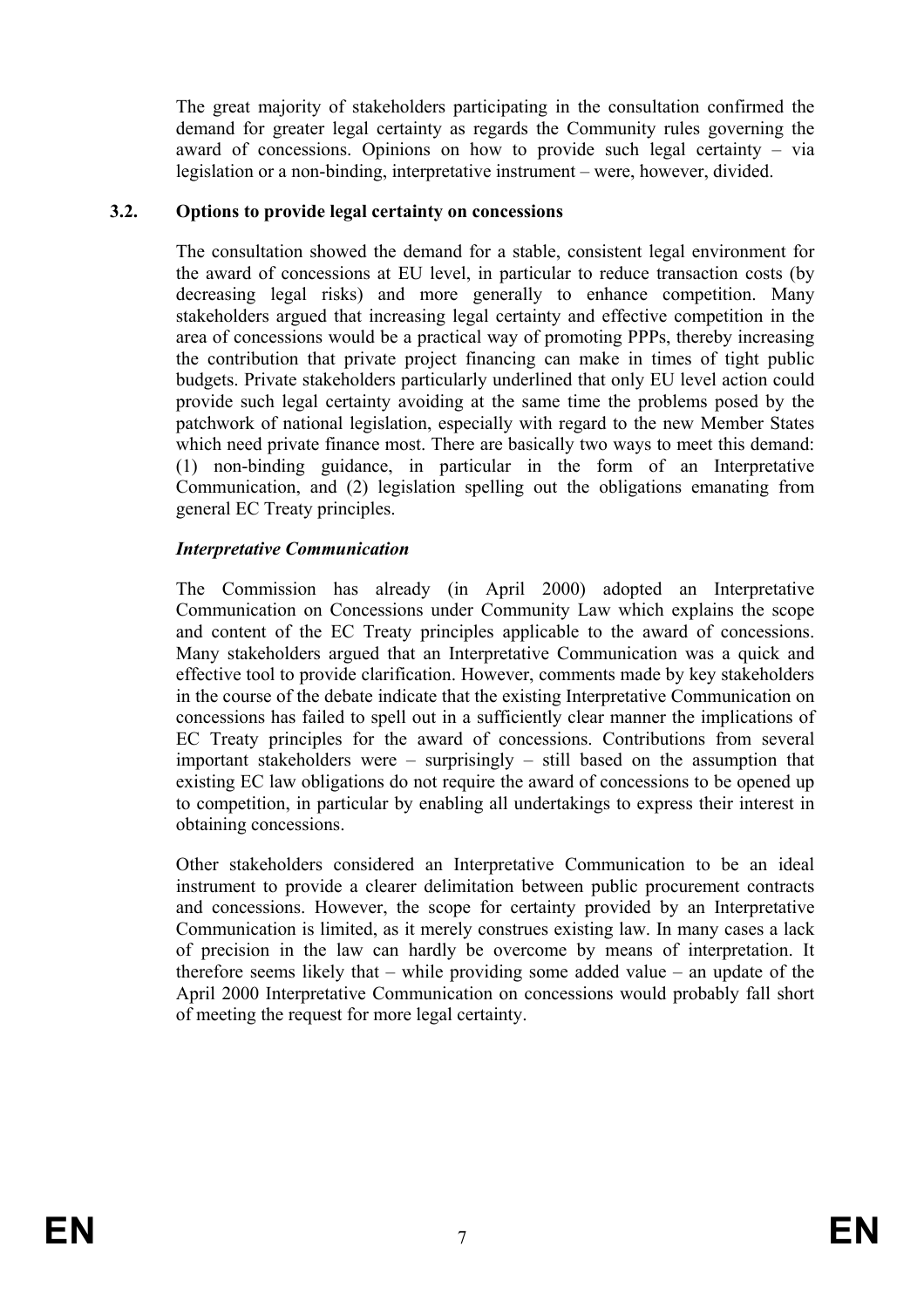The great majority of stakeholders participating in the consultation confirmed the demand for greater legal certainty as regards the Community rules governing the award of concessions. Opinions on how to provide such legal certainty – via legislation or a non-binding, interpretative instrument – were, however, divided.

### 3.2. Options to provide legal certainty on concessions

The consultation showed the demand for a stable, consistent legal environment for the award of concessions at EU level, in particular to reduce transaction costs (by decreasing legal risks) and more generally to enhance competition. Many stakeholders argued that increasing legal certainty and effective competition in the area of concessions would be a practical way of promoting PPPs, thereby increasing the contribution that private project financing can make in times of tight public budgets. Private stakeholders particularly underlined that only EU level action could provide such legal certainty avoiding at the same time the problems posed by the patchwork of national legislation, especially with regard to the new Member States which need private finance most. There are basically two ways to meet this demand: (1) non-binding guidance, in particular in the form of an Interpretative Communication, and (2) legislation spelling out the obligations emanating from general EC Treaty principles.

***Interpretative Communication***

The Commission has already (in April 2000) adopted an Interpretative Communication on Concessions under Community Law which explains the scope and content of the EC Treaty principles applicable to the award of concessions. Many stakeholders argued that an Interpretative Communication was a quick and effective tool to provide clarification. However, comments made by key stakeholders in the course of the debate indicate that the existing Interpretative Communication on concessions has failed to spell out in a sufficiently clear manner the implications of EC Treaty principles for the award of concessions. Contributions from several important stakeholders were – surprisingly – still based on the assumption that existing EC law obligations do not require the award of concessions to be opened up to competition, in particular by enabling all undertakings to express their interest in obtaining concessions.

Other stakeholders considered an Interpretative Communication to be an ideal instrument to provide a clearer delimitation between public procurement contracts and concessions. However, the scope for certainty provided by an Interpretative Communication is limited, as it merely construes existing law. In many cases a lack of precision in the law can hardly be overcome by means of interpretation. It therefore seems likely that – while providing some added value – an update of the April 2000 Interpretative Communication on concessions would probably fall short of meeting the request for more legal certainty.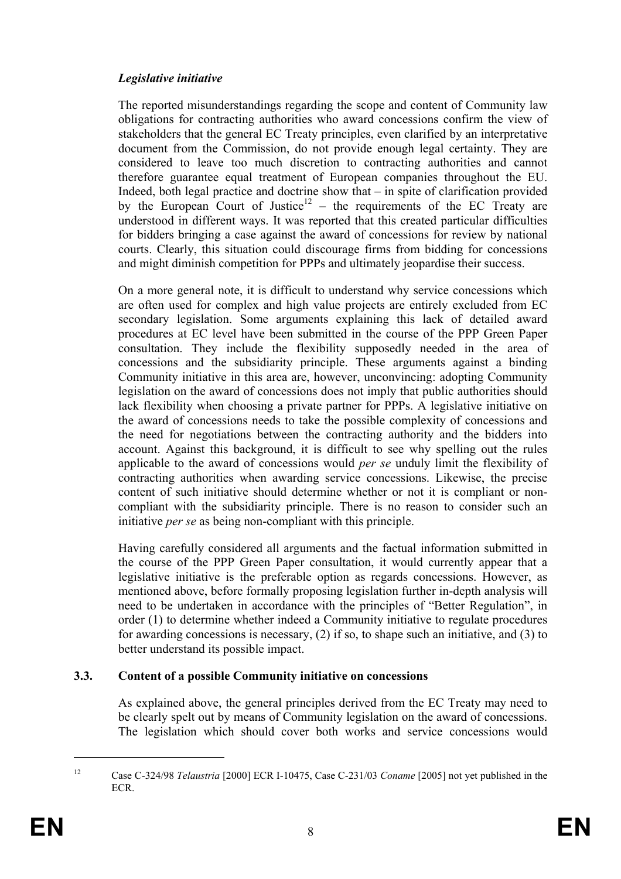*Legislative initiative*

The reported misunderstandings regarding the scope and content of Community law obligations for contracting authorities who award concessions confirm the view of stakeholders that the general EC Treaty principles, even clarified by an interpretative document from the Commission, do not provide enough legal certainty. They are considered to leave too much discretion to contracting authorities and cannot therefore guarantee equal treatment of European companies throughout the EU. Indeed, both legal practice and doctrine show that – in spite of clarification provided by the European Court of Justice[12] – the requirements of the EC Treaty are understood in different ways. It was reported that this created particular difficulties for bidders bringing a case against the award of concessions for review by national courts. Clearly, this situation could discourage firms from bidding for concessions and might diminish competition for PPPs and ultimately jeopardise their success.

On a more general note, it is difficult to understand why service concessions which are often used for complex and high value projects are entirely excluded from EC secondary legislation. Some arguments explaining this lack of detailed award procedures at EC level have been submitted in the course of the PPP Green Paper consultation. They include the flexibility supposedly needed in the area of concessions and the subsidiarity principle. These arguments against a binding Community initiative in this area are, however, unconvincing: adopting Community legislation on the award of concessions does not imply that public authorities should lack flexibility when choosing a private partner for PPPs. A legislative initiative on the award of concessions needs to take the possible complexity of concessions and the need for negotiations between the contracting authority and the bidders into account. Against this background, it is difficult to see why spelling out the rules applicable to the award of concessions would *per se* unduly limit the flexibility of contracting authorities when awarding service concessions. Likewise, the precise content of such initiative should determine whether or not it is compliant or non-compliant with the subsidiarity principle. There is no reason to consider such an initiative *per se* as being non-compliant with this principle.

Having carefully considered all arguments and the factual information submitted in the course of the PPP Green Paper consultation, it would currently appear that a legislative initiative is the preferable option as regards concessions. However, as mentioned above, before formally proposing legislation further in-depth analysis will need to be undertaken in accordance with the principles of "Better Regulation", in order (1) to determine whether indeed a Community initiative to regulate procedures for awarding concessions is necessary, (2) if so, to shape such an initiative, and (3) to better understand its possible impact.

### 3.3. Content of a possible Community initiative on concessions

As explained above, the general principles derived from the EC Treaty may need to be clearly spelt out by means of Community legislation on the award of concessions. The legislation which should cover both works and service concessions would

[12] Case C-324/98 *Telaustria* [2000] ECR I-10475, Case C-231/03 *Coname* [2005] not yet published in the ECR.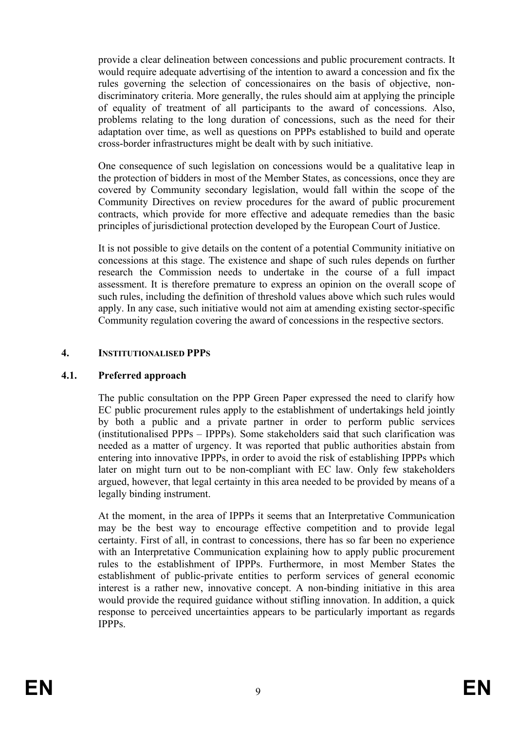provide a clear delineation between concessions and public procurement contracts. It would require adequate advertising of the intention to award a concession and fix the rules governing the selection of concessionaires on the basis of objective, non-discriminatory criteria. More generally, the rules should aim at applying the principle of equality of treatment of all participants to the award of concessions. Also, problems relating to the long duration of concessions, such as the need for their adaptation over time, as well as questions on PPPs established to build and operate cross-border infrastructures might be dealt with by such initiative.

One consequence of such legislation on concessions would be a qualitative leap in the protection of bidders in most of the Member States, as concessions, once they are covered by Community secondary legislation, would fall within the scope of the Community Directives on review procedures for the award of public procurement contracts, which provide for more effective and adequate remedies than the basic principles of jurisdictional protection developed by the European Court of Justice.

It is not possible to give details on the content of a potential Community initiative on concessions at this stage. The existence and shape of such rules depends on further research the Commission needs to undertake in the course of a full impact assessment. It is therefore premature to express an opinion on the overall scope of such rules, including the definition of threshold values above which such rules would apply. In any case, such initiative would not aim at amending existing sector-specific Community regulation covering the award of concessions in the respective sectors.

## 4. INSTITUTIONALISED PPPS

### 4.1. Preferred approach

The public consultation on the PPP Green Paper expressed the need to clarify how EC public procurement rules apply to the establishment of undertakings held jointly by both a public and a private partner in order to perform public services (institutionalised PPPs – IPPPs). Some stakeholders said that such clarification was needed as a matter of urgency. It was reported that public authorities abstain from entering into innovative IPPPs, in order to avoid the risk of establishing IPPPs which later on might turn out to be non-compliant with EC law. Only few stakeholders argued, however, that legal certainty in this area needed to be provided by means of a legally binding instrument.

At the moment, in the area of IPPPs it seems that an Interpretative Communication may be the best way to encourage effective competition and to provide legal certainty. First of all, in contrast to concessions, there has so far been no experience with an Interpretative Communication explaining how to apply public procurement rules to the establishment of IPPPs. Furthermore, in most Member States the establishment of public-private entities to perform services of general economic interest is a rather new, innovative concept. A non-binding initiative in this area would provide the required guidance without stifling innovation. In addition, a quick response to perceived uncertainties appears to be particularly important as regards IPPPs.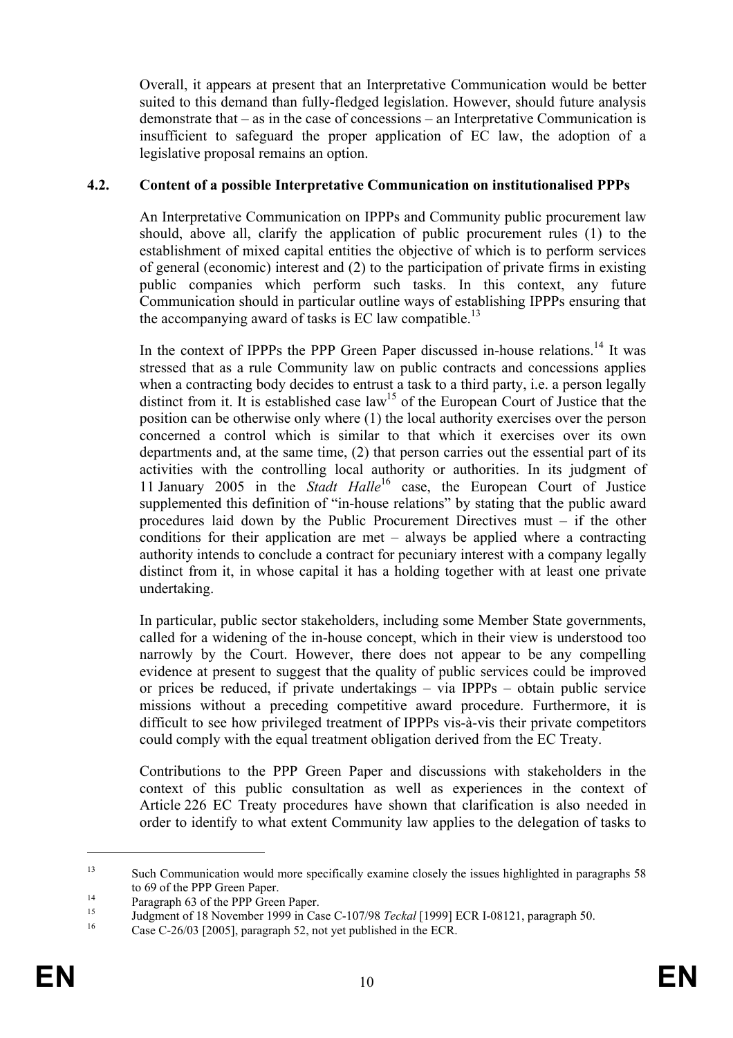Overall, it appears at present that an Interpretative Communication would be better suited to this demand than fully-fledged legislation. However, should future analysis demonstrate that – as in the case of concessions – an Interpretative Communication is insufficient to safeguard the proper application of EC law, the adoption of a legislative proposal remains an option.

### 4.2. Content of a possible Interpretative Communication on institutionalised PPPs

An Interpretative Communication on IPPPs and Community public procurement law should, above all, clarify the application of public procurement rules (1) to the establishment of mixed capital entities the objective of which is to perform services of general (economic) interest and (2) to the participation of private firms in existing public companies which perform such tasks. In this context, any future Communication should in particular outline ways of establishing IPPPs ensuring that the accompanying award of tasks is EC law compatible.[13]

In the context of IPPPs the PPP Green Paper discussed in-house relations.[14] It was stressed that as a rule Community law on public contracts and concessions applies when a contracting body decides to entrust a task to a third party, i.e. a person legally distinct from it. It is established case law[15] of the European Court of Justice that the position can be otherwise only where (1) the local authority exercises over the person concerned a control which is similar to that which it exercises over its own departments and, at the same time, (2) that person carries out the essential part of its activities with the controlling local authority or authorities. In its judgment of 11 January 2005 in the *Stadt Halle*[16] case, the European Court of Justice supplemented this definition of "in-house relations" by stating that the public award procedures laid down by the Public Procurement Directives must – if the other conditions for their application are met – always be applied where a contracting authority intends to conclude a contract for pecuniary interest with a company legally distinct from it, in whose capital it has a holding together with at least one private undertaking.

In particular, public sector stakeholders, including some Member State governments, called for a widening of the in-house concept, which in their view is understood too narrowly by the Court. However, there does not appear to be any compelling evidence at present to suggest that the quality of public services could be improved or prices be reduced, if private undertakings – via IPPPs – obtain public service missions without a preceding competitive award procedure. Furthermore, it is difficult to see how privileged treatment of IPPPs vis-à-vis their private competitors could comply with the equal treatment obligation derived from the EC Treaty.

Contributions to the PPP Green Paper and discussions with stakeholders in the context of this public consultation as well as experiences in the context of Article 226 EC Treaty procedures have shown that clarification is also needed in order to identify to what extent Community law applies to the delegation of tasks to

---

[13] Such Communication would more specifically examine closely the issues highlighted in paragraphs 58 to 69 of the PPP Green Paper.

[14] Paragraph 63 of the PPP Green Paper.

[15] Judgment of 18 November 1999 in Case C-107/98 *Teckal* [1999] ECR I-08121, paragraph 50.

[16] Case C-26/03 [2005], paragraph 52, not yet published in the ECR.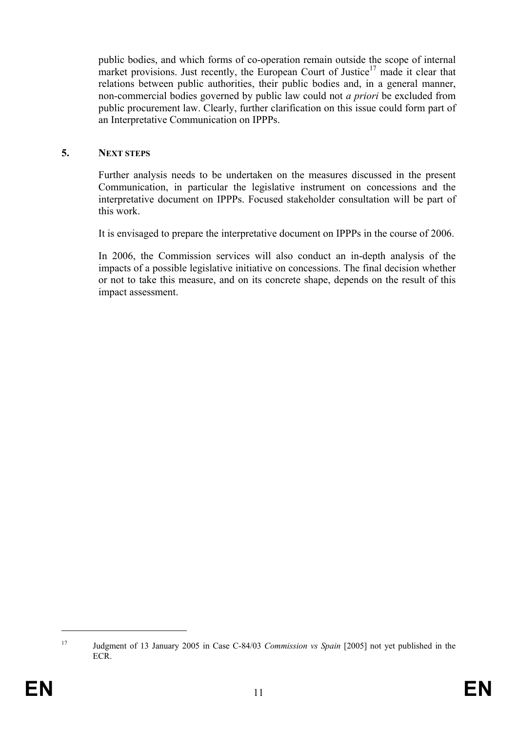public bodies, and which forms of co-operation remain outside the scope of internal market provisions. Just recently, the European Court of Justice[17] made it clear that relations between public authorities, their public bodies and, in a general manner, non-commercial bodies governed by public law could not *a priori* be excluded from public procurement law. Clearly, further clarification on this issue could form part of an Interpretative Communication on IPPPs.

## 5. NEXT STEPS

Further analysis needs to be undertaken on the measures discussed in the present Communication, in particular the legislative instrument on concessions and the interpretative document on IPPPs. Focused stakeholder consultation will be part of this work.

It is envisaged to prepare the interpretative document on IPPPs in the course of 2006.

In 2006, the Commission services will also conduct an in-depth analysis of the impacts of a possible legislative initiative on concessions. The final decision whether or not to take this measure, and on its concrete shape, depends on the result of this impact assessment.

---

[17] Judgment of 13 January 2005 in Case C-84/03 *Commission vs Spain* [2005] not yet published in the ECR.